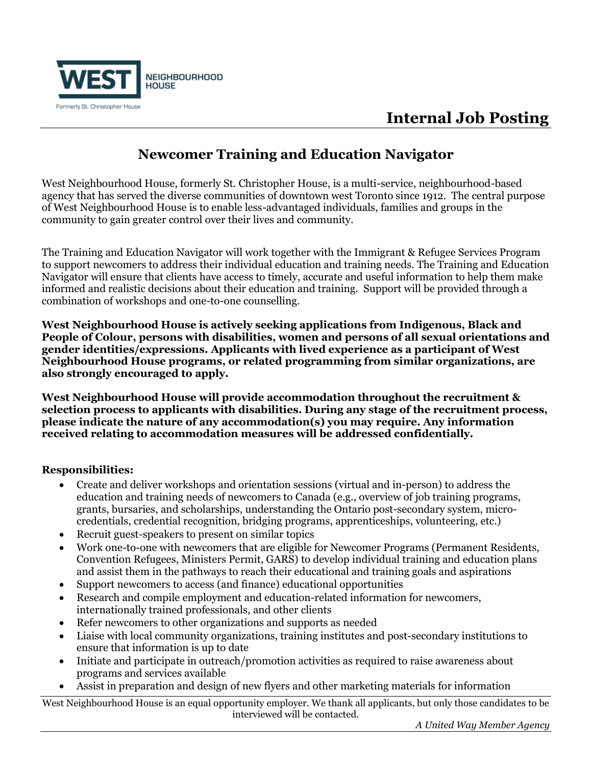# Internal Job Posting

## Newcomer Training and Education Navigator

West Neighbourhood House, formerly St. Christopher House, is a multi-service, neighbourhood-based agency that has served the diverse communities of downtown west Toronto since 1912. The central purpose of West Neighbourhood House is to enable less-advantaged individuals, families and groups in the community to gain greater control over their lives and community.

The Training and Education Navigator will work together with the Immigrant & Refugee Services Program to support newcomers to address their individual education and training needs. The Training and Education Navigator will ensure that clients have access to timely, accurate and useful information to help them make informed and realistic decisions about their education and training. Support will be provided through a combination of workshops and one-to-one counselling.

**West Neighbourhood House is actively seeking applications from Indigenous, Black and People of Colour, persons with disabilities, women and persons of all sexual orientations and gender identities/expressions. Applicants with lived experience as a participant of West Neighbourhood House programs, or related programming from similar organizations, are also strongly encouraged to apply.**

**West Neighbourhood House will provide accommodation throughout the recruitment & selection process to applicants with disabilities. During any stage of the recruitment process, please indicate the nature of any accommodation(s) you may require. Any information received relating to accommodation measures will be addressed confidentially.**

**Responsibilities:**

- Create and deliver workshops and orientation sessions (virtual and in-person) to address the education and training needs of newcomers to Canada (e.g., overview of job training programs, grants, bursaries, and scholarships, understanding the Ontario post-secondary system, micro-credentials, credential recognition, bridging programs, apprenticeships, volunteering, etc.)
- Recruit guest-speakers to present on similar topics
- Work one-to-one with newcomers that are eligible for Newcomer Programs (Permanent Residents, Convention Refugees, Ministers Permit, GARS) to develop individual training and education plans and assist them in the pathways to reach their educational and training goals and aspirations
- Support newcomers to access (and finance) educational opportunities
- Research and compile employment and education-related information for newcomers, internationally trained professionals, and other clients
- Refer newcomers to other organizations and supports as needed
- Liaise with local community organizations, training institutes and post-secondary institutions to ensure that information is up to date
- Initiate and participate in outreach/promotion activities as required to raise awareness about programs and services available
- Assist in preparation and design of new flyers and other marketing materials for information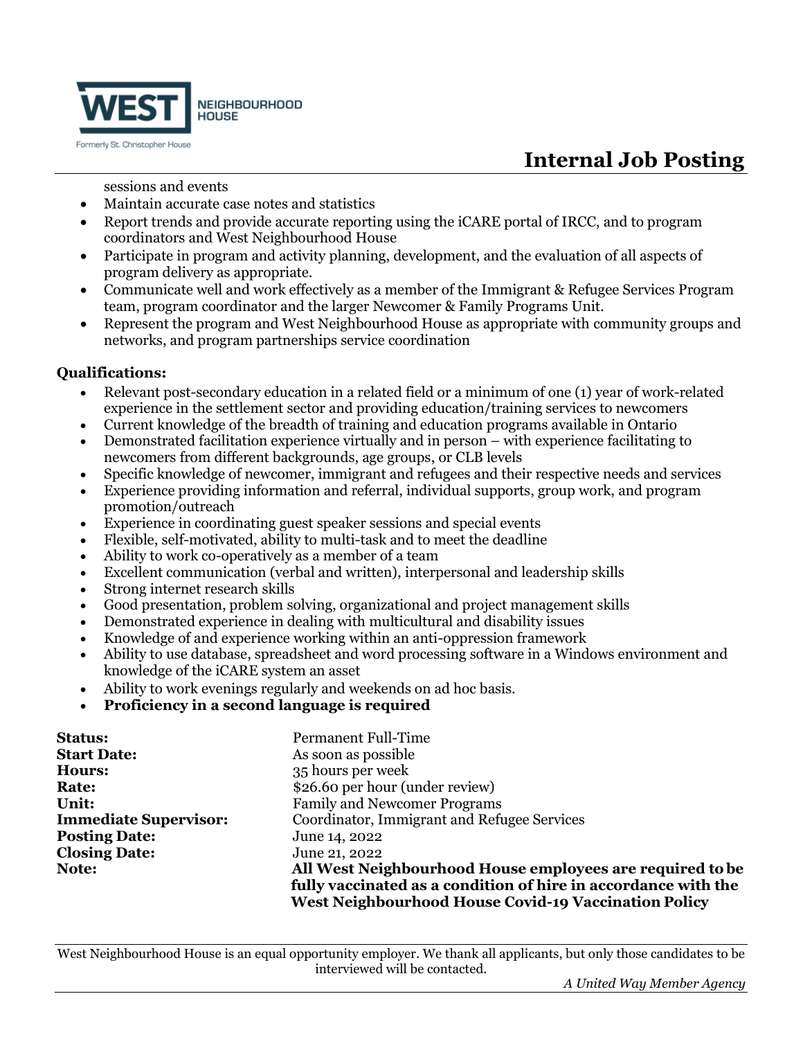sessions and events

- Maintain accurate case notes and statistics
- Report trends and provide accurate reporting using the iCARE portal of IRCC, and to program coordinators and West Neighbourhood House
- Participate in program and activity planning, development, and the evaluation of all aspects of program delivery as appropriate.
- Communicate well and work effectively as a member of the Immigrant & Refugee Services Program team, program coordinator and the larger Newcomer & Family Programs Unit.
- Represent the program and West Neighbourhood House as appropriate with community groups and networks, and program partnerships service coordination

**Qualifications:**

- Relevant post-secondary education in a related field or a minimum of one (1) year of work-related experience in the settlement sector and providing education/training services to newcomers
- Current knowledge of the breadth of training and education programs available in Ontario
- Demonstrated facilitation experience virtually and in person – with experience facilitating to newcomers from different backgrounds, age groups, or CLB levels
- Specific knowledge of newcomer, immigrant and refugees and their respective needs and services
- Experience providing information and referral, individual supports, group work, and program promotion/outreach
- Experience in coordinating guest speaker sessions and special events
- Flexible, self-motivated, ability to multi-task and to meet the deadline
- Ability to work co-operatively as a member of a team
- Excellent communication (verbal and written), interpersonal and leadership skills
- Strong internet research skills
- Good presentation, problem solving, organizational and project management skills
- Demonstrated experience in dealing with multicultural and disability issues
- Knowledge of and experience working within an anti-oppression framework
- Ability to use database, spreadsheet and word processing software in a Windows environment and knowledge of the iCARE system an asset
- Ability to work evenings regularly and weekends on ad hoc basis.
- **Proficiency in a second language is required**

| | |
|---|---|
| **Status:** | Permanent Full-Time |
| **Start Date:** | As soon as possible |
| **Hours:** | 35 hours per week |
| **Rate:** | $26.60 per hour (under review) |
| **Unit:** | Family and Newcomer Programs |
| **Immediate Supervisor:** | Coordinator, Immigrant and Refugee Services |
| **Posting Date:** | June 14, 2022 |
| **Closing Date:** | June 21, 2022 |
| **Note:** | **All West Neighbourhood House employees are required to be fully vaccinated as a condition of hire in accordance with the West Neighbourhood House Covid-19 Vaccination Policy** |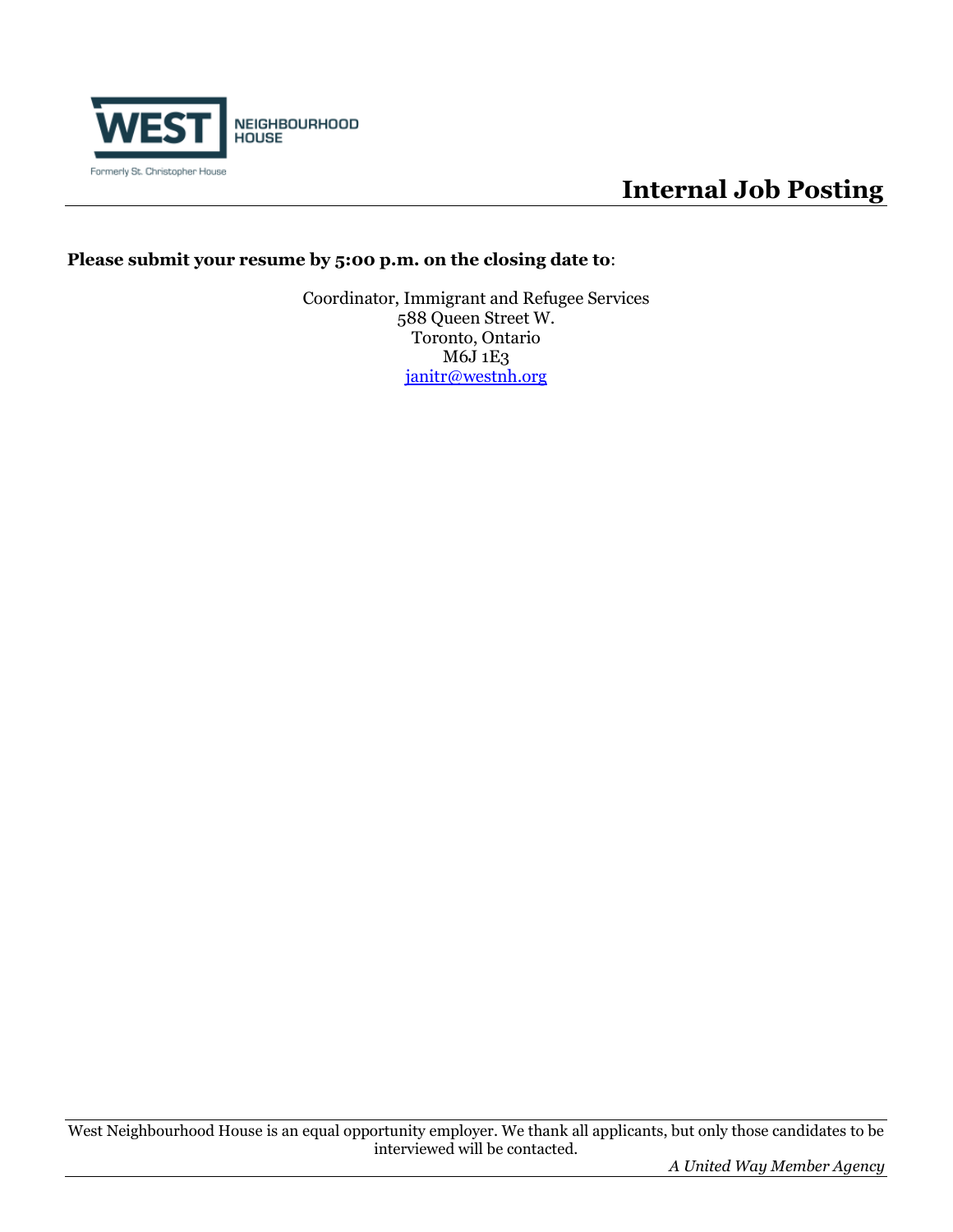# Internal Job Posting

**Please submit your resume by 5:00 p.m. on the closing date to**:

Coordinator, Immigrant and Refugee Services
588 Queen Street W.
Toronto, Ontario
M6J 1E3
janitr@westnh.org

West Neighbourhood House is an equal opportunity employer. We thank all applicants, but only those candidates to be interviewed will be contacted.

*A United Way Member Agency*